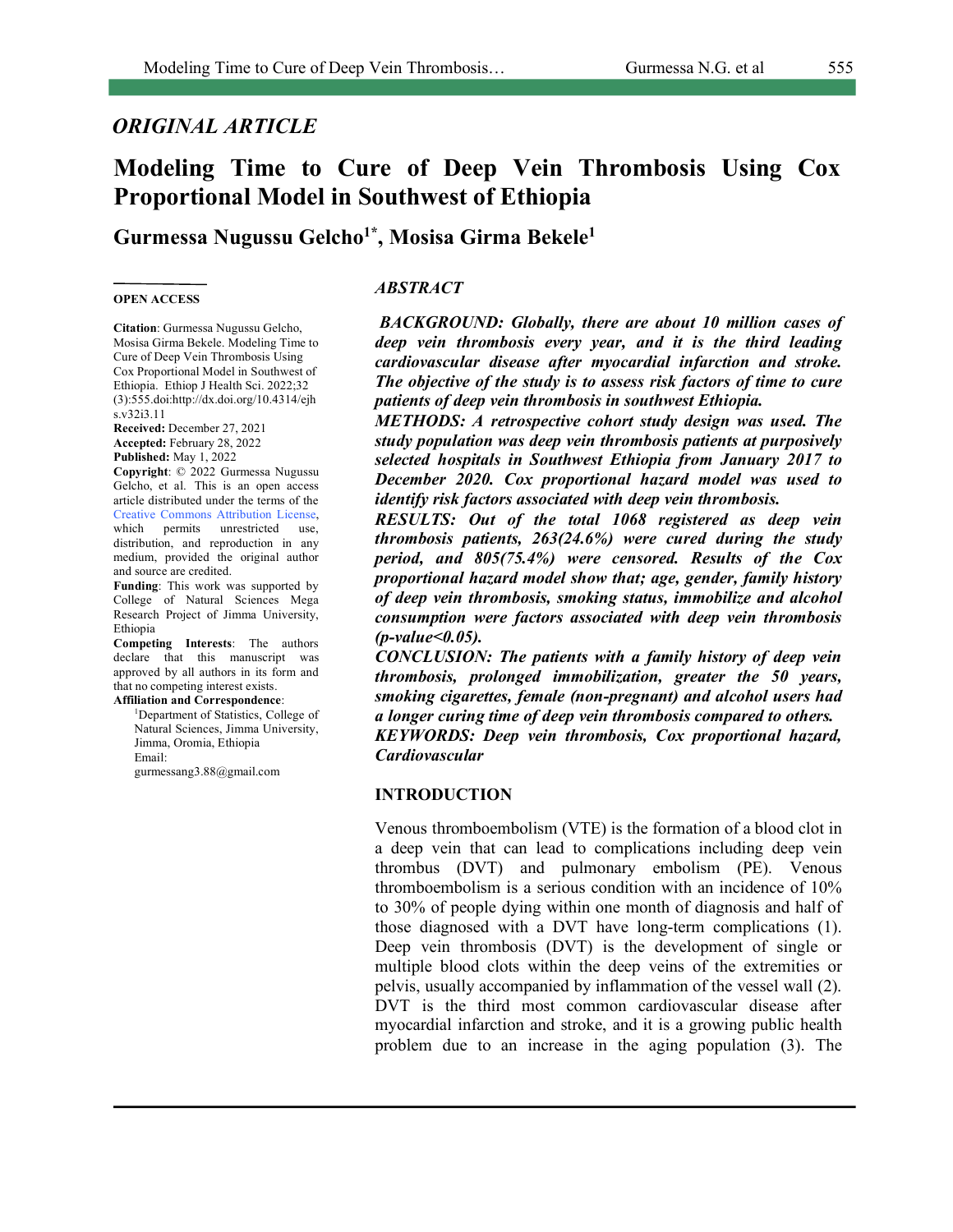*ORIGINAL ARTICLE*

# Modeling Time to Cure of Deep Vein Thrombosis Using Cox Proportional Model in Southwest of Ethiopia

**Gurmessa Nugussu Gelcho[1*], Mosisa Girma Bekele[1]**

**OPEN ACCESS**

**Citation**: Gurmessa Nugussu Gelcho, Mosisa Girma Bekele. Modeling Time to Cure of Deep Vein Thrombosis Using Cox Proportional Model in Southwest of Ethiopia. Ethiop J Health Sci. 2022;32 (3):555.doi:http://dx.doi.org/10.4314/ejhs.v32i3.11

**Received:** December 27, 2021

**Accepted:** February 28, 2022

**Published:** May 1, 2022

**Copyright**: © 2022 Gurmessa Nugussu Gelcho, et al. This is an open access article distributed under the terms of the Creative Commons Attribution License, which permits unrestricted use, distribution, and reproduction in any medium, provided the original author and source are credited.

**Funding**: This work was supported by College of Natural Sciences Mega Research Project of Jimma University, Ethiopia

**Competing Interests**: The authors declare that this manuscript was approved by all authors in its form and that no competing interest exists.

**Affiliation and Correspondence**:

[1]Department of Statistics, College of Natural Sciences, Jimma University, Jimma, Oromia, Ethiopia

Email: gurmessang3.88@gmail.com

## *ABSTRACT*

***BACKGROUND: Globally, there are about 10 million cases of deep vein thrombosis every year, and it is the third leading cardiovascular disease after myocardial infarction and stroke. The objective of the study is to assess risk factors of time to cure patients of deep vein thrombosis in southwest Ethiopia.***

***METHODS: A retrospective cohort study design was used. The study population was deep vein thrombosis patients at purposively selected hospitals in Southwest Ethiopia from January 2017 to December 2020. Cox proportional hazard model was used to identify risk factors associated with deep vein thrombosis.***

***RESULTS: Out of the total 1068 registered as deep vein thrombosis patients, 263(24.6%) were cured during the study period, and 805(75.4%) were censored. Results of the Cox proportional hazard model show that; age, gender, family history of deep vein thrombosis, smoking status, immobilize and alcohol consumption were factors associated with deep vein thrombosis (p-value<0.05).***

***CONCLUSION: The patients with a family history of deep vein thrombosis, prolonged immobilization, greater the 50 years, smoking cigarettes, female (non-pregnant) and alcohol users had a longer curing time of deep vein thrombosis compared to others.***

***KEYWORDS: Deep vein thrombosis, Cox proportional hazard, Cardiovascular***

## INTRODUCTION

Venous thromboembolism (VTE) is the formation of a blood clot in a deep vein that can lead to complications including deep vein thrombus (DVT) and pulmonary embolism (PE). Venous thromboembolism is a serious condition with an incidence of 10% to 30% of people dying within one month of diagnosis and half of those diagnosed with a DVT have long-term complications (1). Deep vein thrombosis (DVT) is the development of single or multiple blood clots within the deep veins of the extremities or pelvis, usually accompanied by inflammation of the vessel wall (2). DVT is the third most common cardiovascular disease after myocardial infarction and stroke, and it is a growing public health problem due to an increase in the aging population (3). The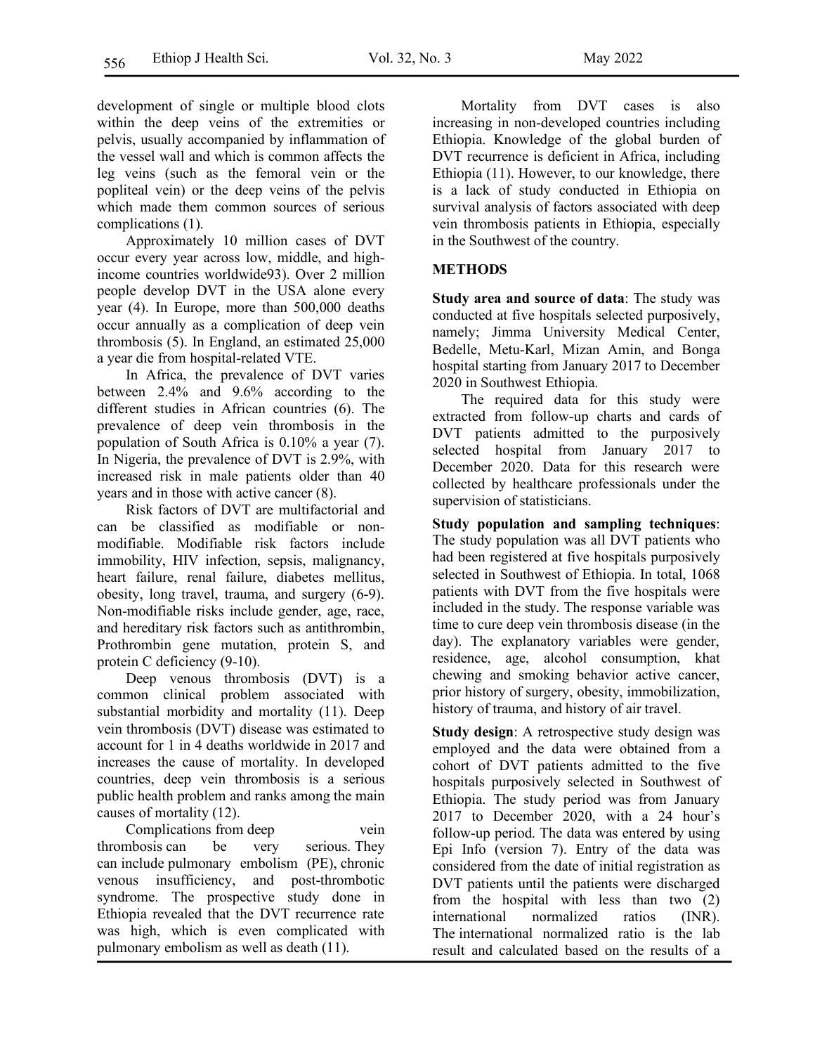development of single or multiple blood clots within the deep veins of the extremities or pelvis, usually accompanied by inflammation of the vessel wall and which is common affects the leg veins (such as the femoral vein or the popliteal vein) or the deep veins of the pelvis which made them common sources of serious complications (1).

Approximately 10 million cases of DVT occur every year across low, middle, and high-income countries worldwide93). Over 2 million people develop DVT in the USA alone every year (4). In Europe, more than 500,000 deaths occur annually as a complication of deep vein thrombosis (5). In England, an estimated 25,000 a year die from hospital-related VTE.

In Africa, the prevalence of DVT varies between 2.4% and 9.6% according to the different studies in African countries (6). The prevalence of deep vein thrombosis in the population of South Africa is 0.10% a year (7). In Nigeria, the prevalence of DVT is 2.9%, with increased risk in male patients older than 40 years and in those with active cancer (8).

Risk factors of DVT are multifactorial and can be classified as modifiable or non-modifiable. Modifiable risk factors include immobility, HIV infection, sepsis, malignancy, heart failure, renal failure, diabetes mellitus, obesity, long travel, trauma, and surgery (6-9). Non-modifiable risks include gender, age, race, and hereditary risk factors such as antithrombin, Prothrombin gene mutation, protein S, and protein C deficiency (9-10).

Deep venous thrombosis (DVT) is a common clinical problem associated with substantial morbidity and mortality (11). Deep vein thrombosis (DVT) disease was estimated to account for 1 in 4 deaths worldwide in 2017 and increases the cause of mortality. In developed countries, deep vein thrombosis is a serious public health problem and ranks among the main causes of mortality (12).

Complications from deep vein thrombosis can be very serious. They can include pulmonary embolism (PE), chronic venous insufficiency, and post-thrombotic syndrome. The prospective study done in Ethiopia revealed that the DVT recurrence rate was high, which is even complicated with pulmonary embolism as well as death (11).

Mortality from DVT cases is also increasing in non-developed countries including Ethiopia. Knowledge of the global burden of DVT recurrence is deficient in Africa, including Ethiopia (11). However, to our knowledge, there is a lack of study conducted in Ethiopia on survival analysis of factors associated with deep vein thrombosis patients in Ethiopia, especially in the Southwest of the country.

## METHODS

**Study area and source of data**: The study was conducted at five hospitals selected purposively, namely; Jimma University Medical Center, Bedelle, Metu-Karl, Mizan Amin, and Bonga hospital starting from January 2017 to December 2020 in Southwest Ethiopia.

The required data for this study were extracted from follow-up charts and cards of DVT patients admitted to the purposively selected hospital from January 2017 to December 2020. Data for this research were collected by healthcare professionals under the supervision of statisticians.

**Study population and sampling techniques**: The study population was all DVT patients who had been registered at five hospitals purposively selected in Southwest of Ethiopia. In total, 1068 patients with DVT from the five hospitals were included in the study. The response variable was time to cure deep vein thrombosis disease (in the day). The explanatory variables were gender, residence, age, alcohol consumption, khat chewing and smoking behavior active cancer, prior history of surgery, obesity, immobilization, history of trauma, and history of air travel.

**Study design**: A retrospective study design was employed and the data were obtained from a cohort of DVT patients admitted to the five hospitals purposively selected in Southwest of Ethiopia. The study period was from January 2017 to December 2020, with a 24 hour's follow-up period. The data was entered by using Epi Info (version 7). Entry of the data was considered from the date of initial registration as DVT patients until the patients were discharged from the hospital with less than two (2) international normalized ratios (INR). The international normalized ratio is the lab result and calculated based on the results of a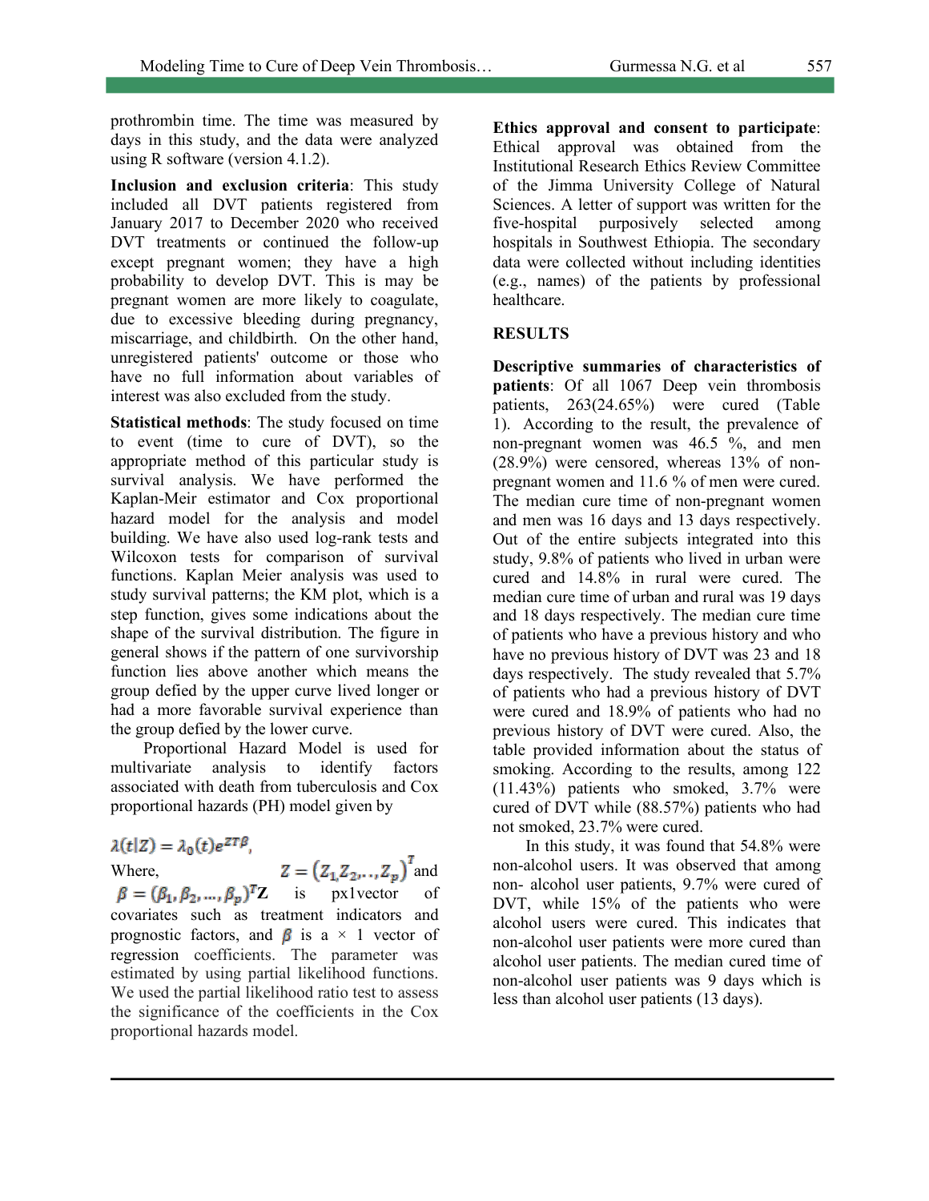prothrombin time. The time was measured by days in this study, and the data were analyzed using R software (version 4.1.2).

**Inclusion and exclusion criteria**: This study included all DVT patients registered from January 2017 to December 2020 who received DVT treatments or continued the follow-up except pregnant women; they have a high probability to develop DVT. This is may be pregnant women are more likely to coagulate, due to excessive bleeding during pregnancy, miscarriage, and childbirth. On the other hand, unregistered patients' outcome or those who have no full information about variables of interest was also excluded from the study.

**Statistical methods**: The study focused on time to event (time to cure of DVT), so the appropriate method of this particular study is survival analysis. We have performed the Kaplan-Meir estimator and Cox proportional hazard model for the analysis and model building. We have also used log-rank tests and Wilcoxon tests for comparison of survival functions. Kaplan Meier analysis was used to study survival patterns; the KM plot, which is a step function, gives some indications about the shape of the survival distribution. The figure in general shows if the pattern of one survivorship function lies above another which means the group defied by the upper curve lived longer or had a more favorable survival experience than the group defied by the lower curve.

Proportional Hazard Model is used for multivariate analysis to identify factors associated with death from tuberculosis and Cox proportional hazards (PH) model given by

$$\lambda(t|Z) = \lambda_0(t)e^{ZT\beta},$$

Where, $Z = (Z_1, Z_2, .., Z_p)^T$ and $\beta = (\beta_1, \beta_2, \ldots, \beta_p)^T$**Z** is px1vector of covariates such as treatment indicators and prognostic factors, and $\beta$ is a × 1 vector of regression coefficients. The parameter was estimated by using partial likelihood functions. We used the partial likelihood ratio test to assess the significance of the coefficients in the Cox proportional hazards model.

**Ethics approval and consent to participate**: Ethical approval was obtained from the Institutional Research Ethics Review Committee of the Jimma University College of Natural Sciences. A letter of support was written for the five-hospital purposively selected among hospitals in Southwest Ethiopia. The secondary data were collected without including identities (e.g., names) of the patients by professional healthcare.

## RESULTS

**Descriptive summaries of characteristics of patients**: Of all 1067 Deep vein thrombosis patients, 263(24.65%) were cured (Table 1). According to the result, the prevalence of non-pregnant women was 46.5 %, and men (28.9%) were censored, whereas 13% of non-pregnant women and 11.6 % of men were cured. The median cure time of non-pregnant women and men was 16 days and 13 days respectively. Out of the entire subjects integrated into this study, 9.8% of patients who lived in urban were cured and 14.8% in rural were cured. The median cure time of urban and rural was 19 days and 18 days respectively. The median cure time of patients who have a previous history and who have no previous history of DVT was 23 and 18 days respectively. The study revealed that 5.7% of patients who had a previous history of DVT were cured and 18.9% of patients who had no previous history of DVT were cured. Also, the table provided information about the status of smoking. According to the results, among 122 (11.43%) patients who smoked, 3.7% were cured of DVT while (88.57%) patients who had not smoked, 23.7% were cured.

In this study, it was found that 54.8% were non-alcohol users. It was observed that among non- alcohol user patients, 9.7% were cured of DVT, while 15% of the patients who were alcohol users were cured. This indicates that non-alcohol user patients were more cured than alcohol user patients. The median cured time of non-alcohol user patients was 9 days which is less than alcohol user patients (13 days).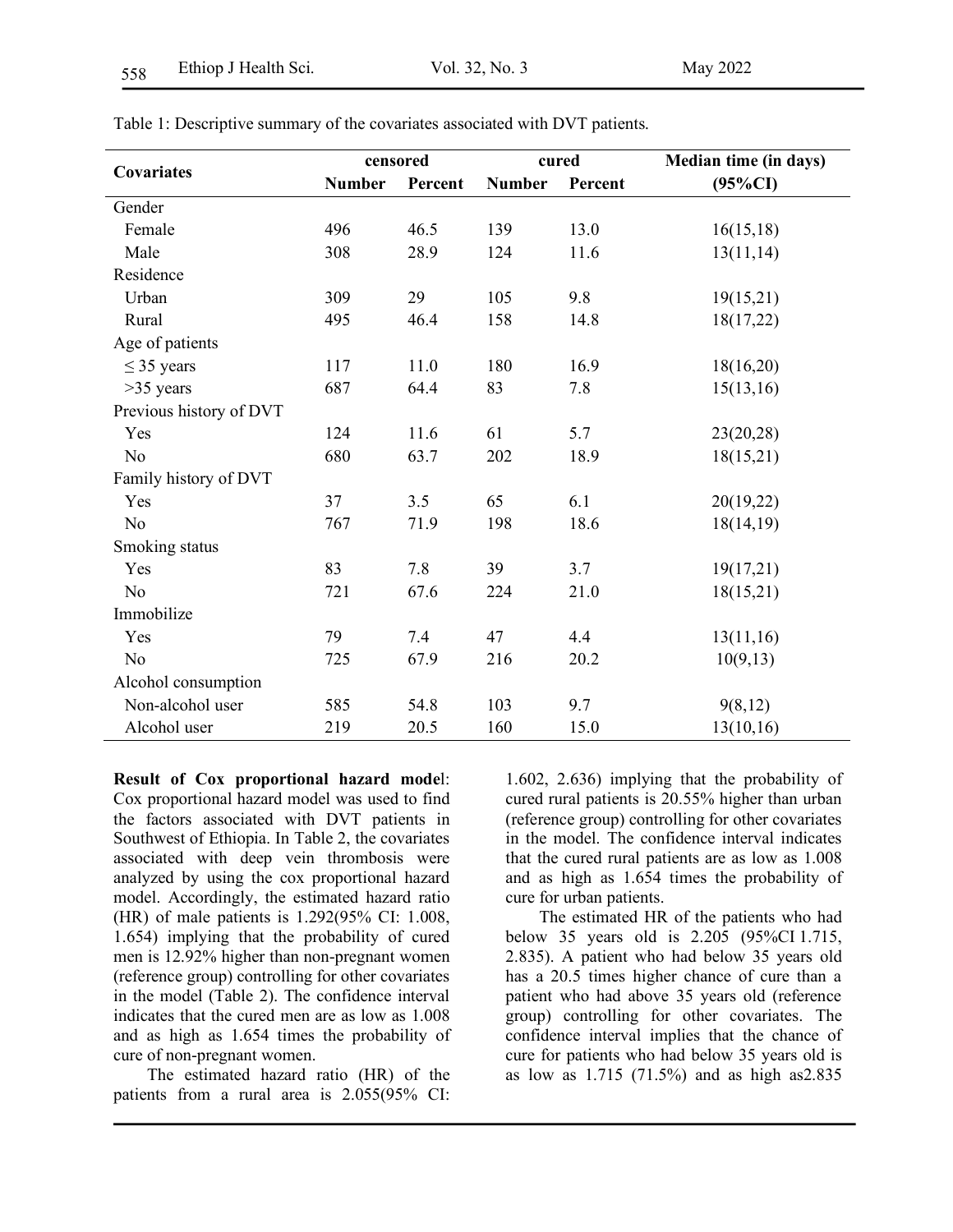Table 1: Descriptive summary of the covariates associated with DVT patients.

| Covariates | censored | | cured | | Median time (in days) |
|---|---|---|---|---|---|
| | Number | Percent | Number | Percent | (95%CI) |
| Gender | | | | | |
| Female | 496 | 46.5 | 139 | 13.0 | 16(15,18) |
| Male | 308 | 28.9 | 124 | 11.6 | 13(11,14) |
| Residence | | | | | |
| Urban | 309 | 29 | 105 | 9.8 | 19(15,21) |
| Rural | 495 | 46.4 | 158 | 14.8 | 18(17,22) |
| Age of patients | | | | | |
| ≤ 35 years | 117 | 11.0 | 180 | 16.9 | 18(16,20) |
| >35 years | 687 | 64.4 | 83 | 7.8 | 15(13,16) |
| Previous history of DVT | | | | | |
| Yes | 124 | 11.6 | 61 | 5.7 | 23(20,28) |
| No | 680 | 63.7 | 202 | 18.9 | 18(15,21) |
| Family history of DVT | | | | | |
| Yes | 37 | 3.5 | 65 | 6.1 | 20(19,22) |
| No | 767 | 71.9 | 198 | 18.6 | 18(14,19) |
| Smoking status | | | | | |
| Yes | 83 | 7.8 | 39 | 3.7 | 19(17,21) |
| No | 721 | 67.6 | 224 | 21.0 | 18(15,21) |
| Immobilize | | | | | |
| Yes | 79 | 7.4 | 47 | 4.4 | 13(11,16) |
| No | 725 | 67.9 | 216 | 20.2 | 10(9,13) |
| Alcohol consumption | | | | | |
| Non-alcohol user | 585 | 54.8 | 103 | 9.7 | 9(8,12) |
| Alcohol user | 219 | 20.5 | 160 | 15.0 | 13(10,16) |

**Result of Cox proportional hazard mode**l: Cox proportional hazard model was used to find the factors associated with DVT patients in Southwest of Ethiopia. In Table 2, the covariates associated with deep vein thrombosis were analyzed by using the cox proportional hazard model. Accordingly, the estimated hazard ratio (HR) of male patients is 1.292(95% CI: 1.008, 1.654) implying that the probability of cured men is 12.92% higher than non-pregnant women (reference group) controlling for other covariates in the model (Table 2). The confidence interval indicates that the cured men are as low as 1.008 and as high as 1.654 times the probability of cure of non-pregnant women.

The estimated hazard ratio (HR) of the patients from a rural area is 2.055(95% CI: 1.602, 2.636) implying that the probability of cured rural patients is 20.55% higher than urban (reference group) controlling for other covariates in the model. The confidence interval indicates that the cured rural patients are as low as 1.008 and as high as 1.654 times the probability of cure for urban patients.

The estimated HR of the patients who had below 35 years old is 2.205 (95%CI 1.715, 2.835). A patient who had below 35 years old has a 20.5 times higher chance of cure than a patient who had above 35 years old (reference group) controlling for other covariates. The confidence interval implies that the chance of cure for patients who had below 35 years old is as low as 1.715 (71.5%) and as high as2.835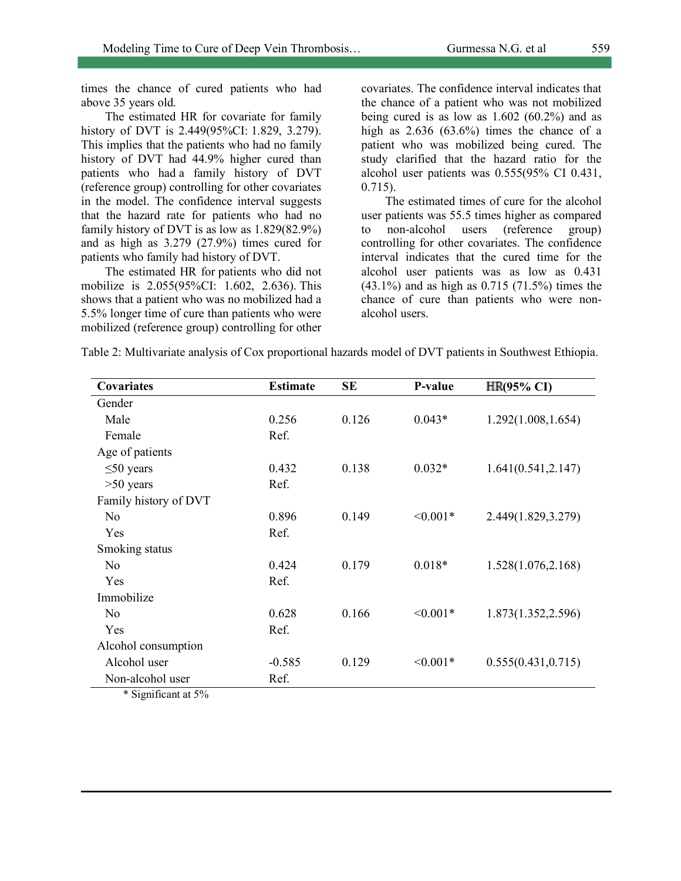times the chance of cured patients who had above 35 years old.

The estimated HR for covariate for family history of DVT is 2.449(95%CI: 1.829, 3.279). This implies that the patients who had no family history of DVT had 44.9% higher cured than patients who had a family history of DVT (reference group) controlling for other covariates in the model. The confidence interval suggests that the hazard rate for patients who had no family history of DVT is as low as 1.829(82.9%) and as high as 3.279 (27.9%) times cured for patients who family had history of DVT.

The estimated HR for patients who did not mobilize is 2.055(95%CI: 1.602, 2.636). This shows that a patient who was no mobilized had a 5.5% longer time of cure than patients who were mobilized (reference group) controlling for other covariates. The confidence interval indicates that the chance of a patient who was not mobilized being cured is as low as 1.602 (60.2%) and as high as 2.636 (63.6%) times the chance of a patient who was mobilized being cured. The study clarified that the hazard ratio for the alcohol user patients was 0.555(95% CI 0.431, 0.715).

The estimated times of cure for the alcohol user patients was 55.5 times higher as compared to non-alcohol users (reference group) controlling for other covariates. The confidence interval indicates that the cured time for the alcohol user patients was as low as 0.431 (43.1%) and as high as 0.715 (71.5%) times the chance of cure than patients who were non-alcohol users.

Table 2: Multivariate analysis of Cox proportional hazards model of DVT patients in Southwest Ethiopia.

| Covariates | Estimate | SE | P-value | HR(95% CI) |
|---|---|---|---|---|
| Gender | | | | |
| Male | 0.256 | 0.126 | 0.043* | 1.292(1.008,1.654) |
| Female | Ref. | | | |
| Age of patients | | | | |
| ≤50 years | 0.432 | 0.138 | 0.032* | 1.641(0.541,2.147) |
| >50 years | Ref. | | | |
| Family history of DVT | | | | |
| No | 0.896 | 0.149 | <0.001* | 2.449(1.829,3.279) |
| Yes | Ref. | | | |
| Smoking status | | | | |
| No | 0.424 | 0.179 | 0.018* | 1.528(1.076,2.168) |
| Yes | Ref. | | | |
| Immobilize | | | | |
| No | 0.628 | 0.166 | <0.001* | 1.873(1.352,2.596) |
| Yes | Ref. | | | |
| Alcohol consumption | | | | |
| Alcohol user | -0.585 | 0.129 | <0.001* | 0.555(0.431,0.715) |
| Non-alcohol user | Ref. | | | |

\* Significant at 5%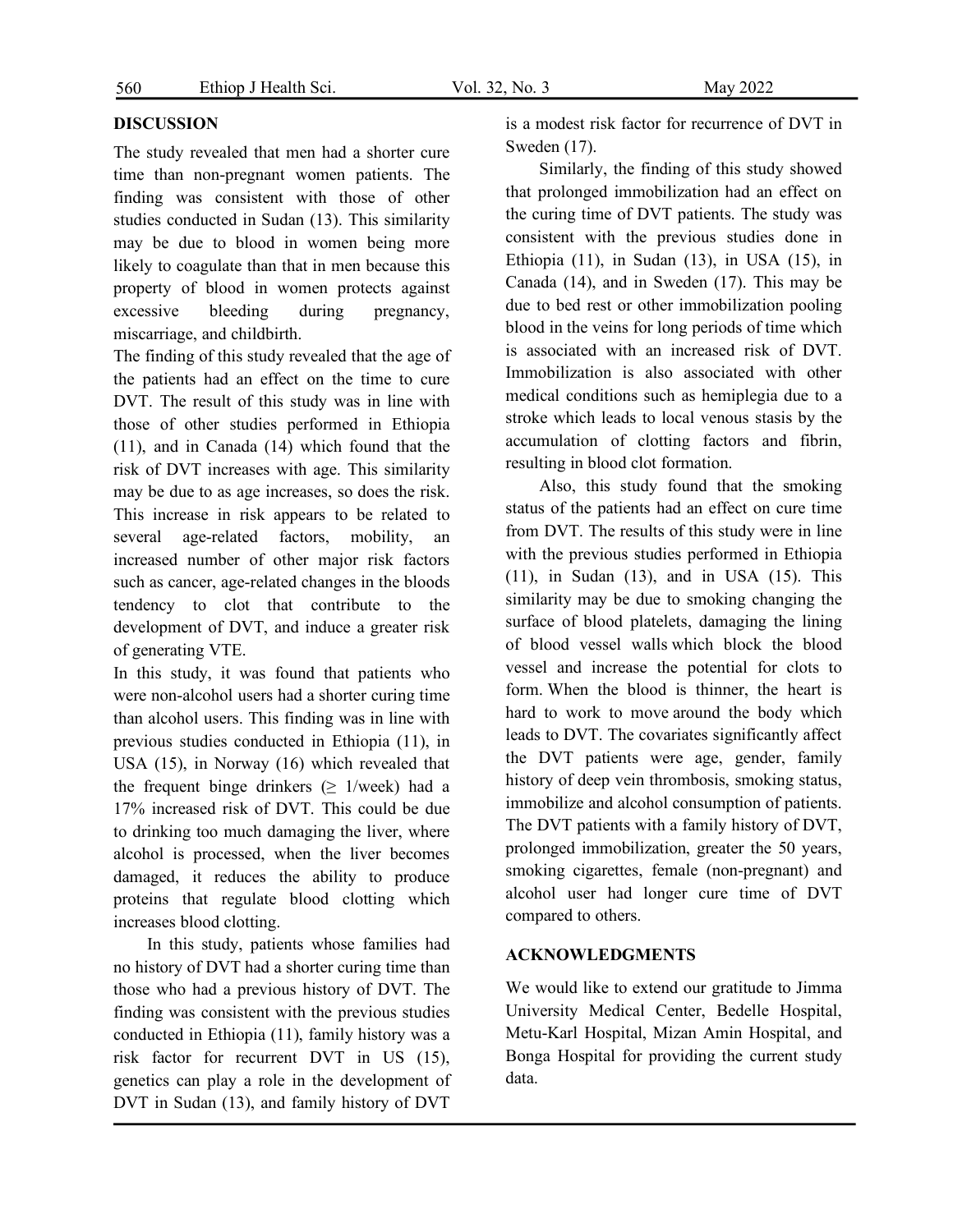## DISCUSSION

The study revealed that men had a shorter cure time than non-pregnant women patients. The finding was consistent with those of other studies conducted in Sudan (13). This similarity may be due to blood in women being more likely to coagulate than that in men because this property of blood in women protects against excessive bleeding during pregnancy, miscarriage, and childbirth.

The finding of this study revealed that the age of the patients had an effect on the time to cure DVT. The result of this study was in line with those of other studies performed in Ethiopia (11), and in Canada (14) which found that the risk of DVT increases with age. This similarity may be due to as age increases, so does the risk. This increase in risk appears to be related to several age-related factors, mobility, an increased number of other major risk factors such as cancer, age-related changes in the bloods tendency to clot that contribute to the development of DVT, and induce a greater risk of generating VTE.

In this study, it was found that patients who were non-alcohol users had a shorter curing time than alcohol users. This finding was in line with previous studies conducted in Ethiopia (11), in USA (15), in Norway (16) which revealed that the frequent binge drinkers ($\geq$ 1/week) had a 17% increased risk of DVT. This could be due to drinking too much damaging the liver, where alcohol is processed, when the liver becomes damaged, it reduces the ability to produce proteins that regulate blood clotting which increases blood clotting.

In this study, patients whose families had no history of DVT had a shorter curing time than those who had a previous history of DVT. The finding was consistent with the previous studies conducted in Ethiopia (11), family history was a risk factor for recurrent DVT in US (15), genetics can play a role in the development of DVT in Sudan (13), and family history of DVT is a modest risk factor for recurrence of DVT in Sweden (17).

Similarly, the finding of this study showed that prolonged immobilization had an effect on the curing time of DVT patients. The study was consistent with the previous studies done in Ethiopia (11), in Sudan (13), in USA (15), in Canada (14), and in Sweden (17). This may be due to bed rest or other immobilization pooling blood in the veins for long periods of time which is associated with an increased risk of DVT. Immobilization is also associated with other medical conditions such as hemiplegia due to a stroke which leads to local venous stasis by the accumulation of clotting factors and fibrin, resulting in blood clot formation.

Also, this study found that the smoking status of the patients had an effect on cure time from DVT. The results of this study were in line with the previous studies performed in Ethiopia (11), in Sudan (13), and in USA (15). This similarity may be due to smoking changing the surface of blood platelets, damaging the lining of blood vessel walls which block the blood vessel and increase the potential for clots to form. When the blood is thinner, the heart is hard to work to move around the body which leads to DVT. The covariates significantly affect the DVT patients were age, gender, family history of deep vein thrombosis, smoking status, immobilize and alcohol consumption of patients. The DVT patients with a family history of DVT, prolonged immobilization, greater the 50 years, smoking cigarettes, female (non-pregnant) and alcohol user had longer cure time of DVT compared to others.

## ACKNOWLEDGMENTS

We would like to extend our gratitude to Jimma University Medical Center, Bedelle Hospital, Metu-Karl Hospital, Mizan Amin Hospital, and Bonga Hospital for providing the current study data.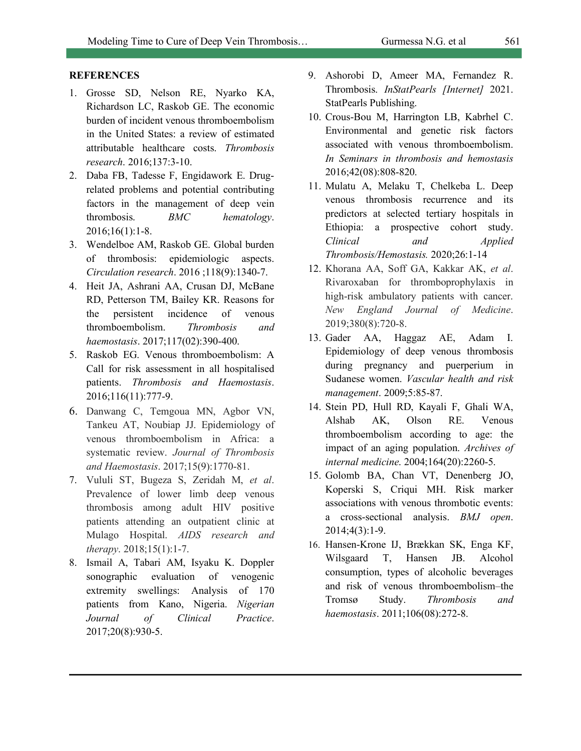**REFERENCES**

1. Grosse SD, Nelson RE, Nyarko KA, Richardson LC, Raskob GE. The economic burden of incident venous thromboembolism in the United States: a review of estimated attributable healthcare costs. *Thrombosis research*. 2016;137:3-10.
2. Daba FB, Tadesse F, Engidawork E. Drug-related problems and potential contributing factors in the management of deep vein thrombosis. *BMC hematology*. 2016;16(1):1-8.
3. Wendelboe AM, Raskob GE. Global burden of thrombosis: epidemiologic aspects. *Circulation research*. 2016 ;118(9):1340-7.
4. Heit JA, Ashrani AA, Crusan DJ, McBane RD, Petterson TM, Bailey KR. Reasons for the persistent incidence of venous thromboembolism. *Thrombosis and haemostasis*. 2017;117(02):390-400.
5. Raskob EG. Venous thromboembolism: A Call for risk assessment in all hospitalised patients. *Thrombosis and Haemostasis*. 2016;116(11):777-9.
6. Danwang C, Temgoua MN, Agbor VN, Tankeu AT, Noubiap JJ. Epidemiology of venous thromboembolism in Africa: a systematic review. *Journal of Thrombosis and Haemostasis*. 2017;15(9):1770-81.
7. Vululi ST, Bugeza S, Zeridah M, *et al*. Prevalence of lower limb deep venous thrombosis among adult HIV positive patients attending an outpatient clinic at Mulago Hospital. *AIDS research and therapy*. 2018;15(1):1-7.
8. Ismail A, Tabari AM, Isyaku K. Doppler sonographic evaluation of venogenic extremity swellings: Analysis of 170 patients from Kano, Nigeria. *Nigerian Journal of Clinical Practice*. 2017;20(8):930-5.
9. Ashorobi D, Ameer MA, Fernandez R. Thrombosis. *InStatPearls [Internet]* 2021. StatPearls Publishing.
10. Crous-Bou M, Harrington LB, Kabrhel C. Environmental and genetic risk factors associated with venous thromboembolism. *In Seminars in thrombosis and hemostasis* 2016;42(08):808-820.
11. Mulatu A, Melaku T, Chelkeba L. Deep venous thrombosis recurrence and its predictors at selected tertiary hospitals in Ethiopia: a prospective cohort study. *Clinical and Applied Thrombosis/Hemostasis.* 2020;26:1-14
12. Khorana AA, Soff GA, Kakkar AK, *et al*. Rivaroxaban for thromboprophylaxis in high-risk ambulatory patients with cancer. *New England Journal of Medicine*. 2019;380(8):720-8.
13. Gader AA, Haggaz AE, Adam I. Epidemiology of deep venous thrombosis during pregnancy and puerperium in Sudanese women. *Vascular health and risk management*. 2009;5:85-87.
14. Stein PD, Hull RD, Kayali F, Ghali WA, Alshab AK, Olson RE. Venous thromboembolism according to age: the impact of an aging population. *Archives of internal medicine*. 2004;164(20):2260-5.
15. Golomb BA, Chan VT, Denenberg JO, Koperski S, Criqui MH. Risk marker associations with venous thrombotic events: a cross-sectional analysis. *BMJ open*. 2014;4(3):1-9.
16. Hansen-Krone IJ, Brækkan SK, Enga KF, Wilsgaard T, Hansen JB. Alcohol consumption, types of alcoholic beverages and risk of venous thromboembolism–the Tromsø Study. *Thrombosis and haemostasis*. 2011;106(08):272-8.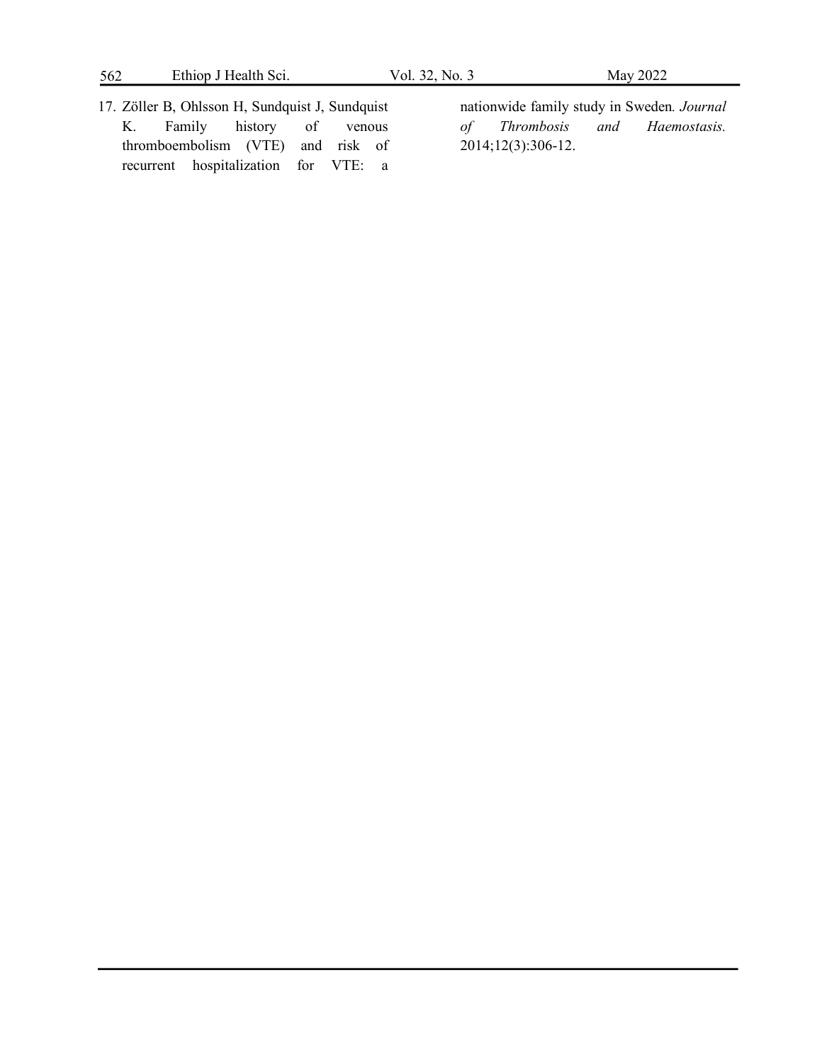17. Zöller B, Ohlsson H, Sundquist J, Sundquist K. Family history of venous thromboembolism (VTE) and risk of recurrent hospitalization for VTE: a nationwide family study in Sweden. *Journal of Thrombosis and Haemostasis.* 2014;12(3):306-12.